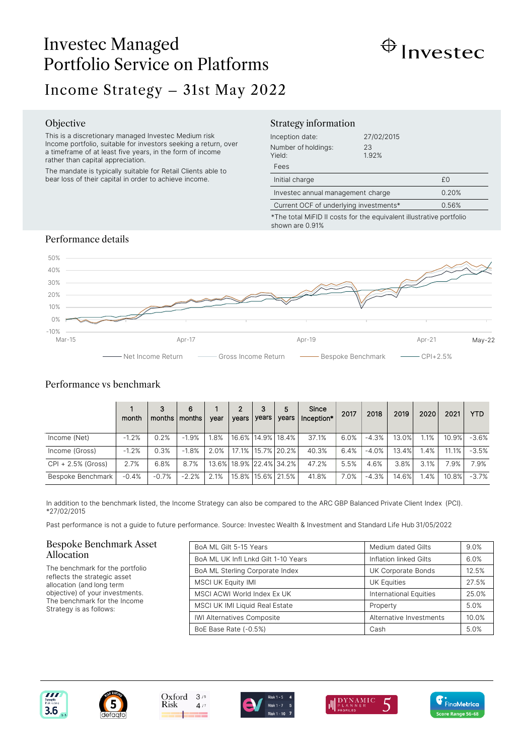# Investec Managed Portfolio Service on Platforms

Investec

## Income Strategy – 31st May 2022

### Objective

This is a discretionary managed Investec Medium risk Income portfolio, suitable for investors seeking a return, over a timeframe of at least five years, in the form of income rather than capital appreciation.

The mandate is typically suitable for Retail Clients able to bear loss of their capital in order to achieve income.

### Strategy information

Inception date: 27/02/2015
Number of holdings: 23
Yield: 1.92%

Fees

| | |
|---|---|
| Initial charge | £0 |
| Investec annual management charge | 0.20% |
| Current OCF of underlying investments* | 0.56% |

*The total MiFID II costs for the equivalent illustrative portfolio shown are 0.91%

### Performance details

Net Income Return — Gross Income Return — Bespoke Benchmark — CPI+2.5%

### Performance vs benchmark

| | 1 month | 3 months | 6 months | 1 year | 2 years | 3 years | 5 years | Since Inception* | 2017 | 2018 | 2019 | 2020 | 2021 | YTD |
|---|---|---|---|---|---|---|---|---|---|---|---|---|---|---|
| Income (Net) | -1.2% | 0.2% | -1.9% | 1.8% | 16.6% | 14.9% | 18.4% | 37.1% | 6.0% | -4.3% | 13.0% | 1.1% | 10.9% | -3.6% |
| Income (Gross) | -1.2% | 0.3% | -1.8% | 2.0% | 17.1% | 15.7% | 20.2% | 40.3% | 6.4% | -4.0% | 13.4% | 1.4% | 11.1% | -3.5% |
| CPI + 2.5% (Gross) | 2.7% | 6.8% | 8.7% | 13.6% | 18.9% | 22.4% | 34.2% | 47.2% | 5.5% | 4.6% | 3.8% | 3.1% | 7.9% | 7.9% |
| Bespoke Benchmark | -0.4% | -0.7% | -2.2% | 2.1% | 15.8% | 15.6% | 21.5% | 41.8% | 7.0% | -4.3% | 14.6% | 1.4% | 10.8% | -3.7% |

In addition to the benchmark listed, the Income Strategy can also be compared to the ARC GBP Balanced Private Client Index (PCI).
*27/02/2015

Past performance is not a guide to future performance. Source: Investec Wealth & Investment and Standard Life Hub 31/05/2022

### Bespoke Benchmark Asset Allocation

The benchmark for the portfolio reflects the strategic asset allocation (and long term objective) of your investments. The benchmark for the Income Strategy is as follows:

| | | |
|---|---|---|
| BoA ML Gilt 5-15 Years | Medium dated Gilts | 9.0% |
| BoA ML UK Infl Lnkd Gilt 1-10 Years | Inflation linked Gilts | 6.0% |
| BoA ML Sterling Corporate Index | UK Corporate Bonds | 12.5% |
| MSCI UK Equity IMI | UK Equities | 27.5% |
| MSCI ACWI World Index Ex UK | International Equities | 25.0% |
| MSCI UK IMI Liquid Real Estate | Property | 5.0% |
| IWI Alternatives Composite | Alternative Investments | 10.0% |
| BoE Base Rate (-0.5%) | Cash | 5.0% |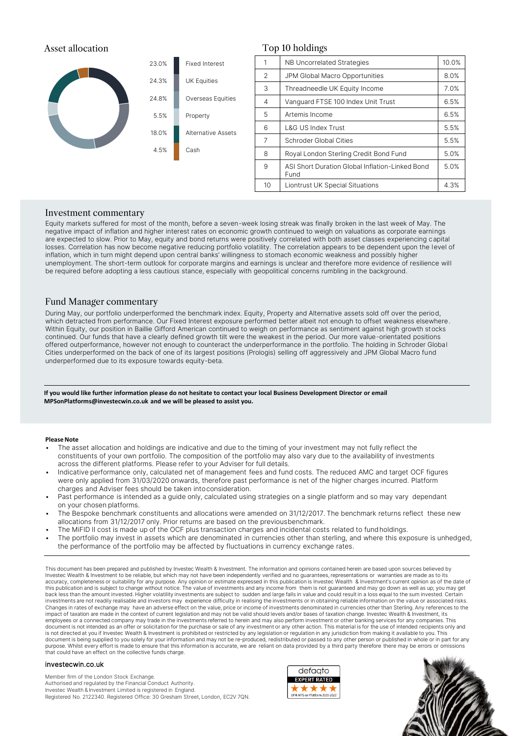## Asset allocation

23.0% Fixed Interest
24.3% UK Equities
24.8% Overseas Equities
5.5% Property
18.0% Alternative Assets
4.5% Cash

## Top 10 holdings

| | | |
|---|---|---|
| 1 | NB Uncorrelated Strategies | 10.0% |
| 2 | JPM Global Macro Opportunities | 8.0% |
| 3 | Threadneedle UK Equity Income | 7.0% |
| 4 | Vanguard FTSE 100 Index Unit Trust | 6.5% |
| 5 | Artemis Income | 6.5% |
| 6 | L&G US Index Trust | 5.5% |
| 7 | Schroder Global Cities | 5.5% |
| 8 | Royal London Sterling Credit Bond Fund | 5.0% |
| 9 | ASI Short Duration Global Inflation-Linked Bond Fund | 5.0% |
| 10 | Liontrust UK Special Situations | 4.3% |

## Investment commentary

Equity markets suffered for most of the month, before a seven-week losing streak was finally broken in the last week of May. The negative impact of inflation and higher interest rates on economic growth continued to weigh on valuations as corporate earnings are expected to slow. Prior to May, equity and bond returns were positively correlated with both asset classes experiencing capital losses. Correlation has now become negative reducing portfolio volatility. The correlation appears to be dependent upon the level of inflation, which in turn might depend upon central banks' willingness to stomach economic weakness and possibly higher unemployment. The short-term outlook for corporate margins and earnings is unclear and therefore more evidence of resilience will be required before adopting a less cautious stance, especially with geopolitical concerns rumbling in the background.

## Fund Manager commentary

During May, our portfolio underperformed the benchmark index. Equity, Property and Alternative assets sold off over the period, which detracted from performance. Our Fixed Interest exposure performed better albeit not enough to offset weakness elsewhere. Within Equity, our position in Baillie Gifford American continued to weigh on performance as sentiment against high growth stocks continued. Our funds that have a clearly defined growth tilt were the weakest in the period. Our more value-orientated positions offered outperformance, however not enough to counteract the underperformance in the portfolio. The holding in Schroder Global Cities underperformed on the back of one of its largest positions (Prologis) selling off aggressively and JPM Global Macro fund underperformed due to its exposure towards equity-beta.

**If you would like further information please do not hesitate to contact your local Business Development Director or email MPSonPlatforms@investecwin.co.uk and we will be pleased to assist you.**

**Please Note**

- The asset allocation and holdings are indicative and due to the timing of your investment may not fully reflect the constituents of your own portfolio. The composition of the portfolio may also vary due to the availability of investments across the different platforms. Please refer to your Adviser for full details.
- Indicative performance only, calculated net of management fees and fund costs. The reduced AMC and target OCF figures were only applied from 31/03/2020 onwards, therefore past performance is net of the higher charges incurred. Platform charges and Adviser fees should be taken into consideration.
- Past performance is intended as a guide only, calculated using strategies on a single platform and so may vary dependant on your chosen platforms.
- The Bespoke benchmark constituents and allocations were amended on 31/12/2017. The benchmark returns reflect these new allocations from 31/12/2017 only. Prior returns are based on the previous benchmark.
- The MiFID II cost is made up of the OCF plus transaction charges and incidental costs related to fund holdings.
- The portfolio may invest in assets which are denominated in currencies other than sterling, and where this exposure is unhedged, the performance of the portfolio may be affected by fluctuations in currency exchange rates.

This document has been prepared and published by Investec Wealth & Investment. The information and opinions contained herein are based upon sources believed by Investec Wealth & Investment to be reliable, but which may not have been independently verified and no guarantees, representations or warranties are made as to its accuracy, completeness or suitability for any purpose. Any opinion or estimate expressed in this publication is Investec Wealth & Investment's current opinion as of the date of this publication and is subject to change without notice. The value of investments and any income from them is not guaranteed and may go down as well as up; you may get back less than the amount invested. Higher volatility investments are subject to sudden and large falls in value and could result in a loss equal to the sum invested. Certain investments are not readily realisable and investors may experience difficulty in realising the investments or in obtaining reliable information on the value or associated risks. Changes in rates of exchange may have an adverse effect on the value, price or income of investments denominated in currencies other than Sterling. Any references to the impact of taxation are made in the context of current legislation and may not be valid should levels and/or bases of taxation change. Investec Wealth & Investment, its employees or a connected company may trade in the investments referred to herein and may also perform investment or other banking services for any companies. This document is not intended as an offer or solicitation for the purchase or sale of any investment or any other action. This material is for the use of intended recipients only and is not directed at you if Investec Wealth & Investment is prohibited or restricted by any legislation or regulation in any jurisdiction from making it available to you. This document is being supplied to you solely for your information and may not be re-produced, redistributed or passed to any other person or published in whole or in part for any purpose. Whilst every effort is made to ensure that this information is accurate, we are reliant on data provided by a third party therefore there may be errors or omissions that could have an effect on the collective funds charge.

**investecwin.co.uk**

Member firm of the London Stock Exchange.
Authorised and regulated by the Financial Conduct Authority.
Investec Wealth & Investment Limited is registered in England.
Registered No. 2122340. Registered Office: 30 Gresham Street, London, EC2V 7QN.

defaqto
EXPERT RATED
DFM MPS on Platform 2020-2022